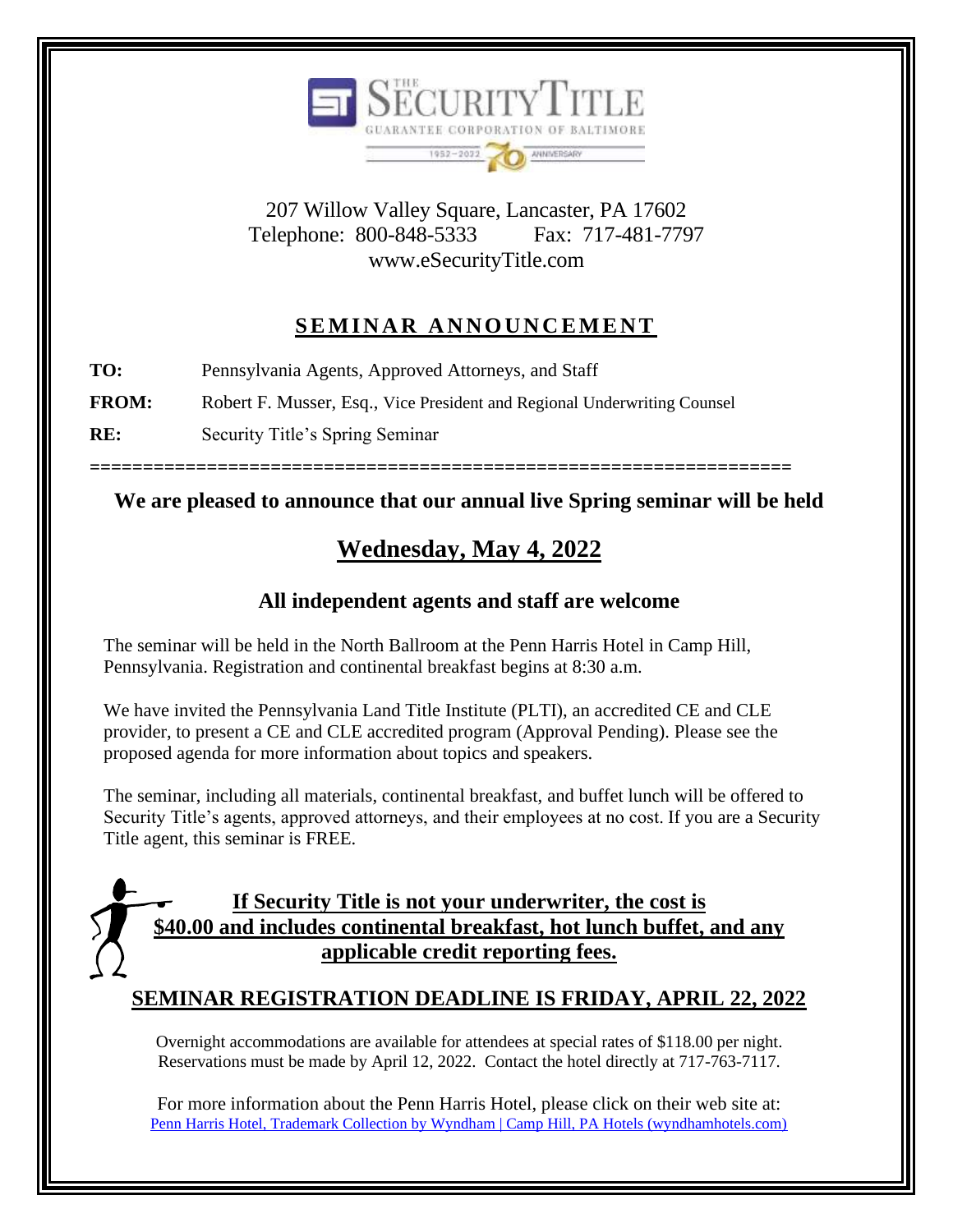THE SECURITY TITLE
GUARANTEE CORPORATION OF BALTIMORE
1952–2022 70 ANNIVERSARY

207 Willow Valley Square, Lancaster, PA 17602
Telephone: 800-848-5333 Fax: 717-481-7797
www.eSecurityTitle.com

## SEMINAR ANNOUNCEMENT

**TO:** Pennsylvania Agents, Approved Attorneys, and Staff

**FROM:** Robert F. Musser, Esq., Vice President and Regional Underwriting Counsel

**RE:** Security Title's Spring Seminar

==================================================================

**We are pleased to announce that our annual live Spring seminar will be held**

## Wednesday, May 4, 2022

### All independent agents and staff are welcome

The seminar will be held in the North Ballroom at the Penn Harris Hotel in Camp Hill, Pennsylvania. Registration and continental breakfast begins at 8:30 a.m.

We have invited the Pennsylvania Land Title Institute (PLTI), an accredited CE and CLE provider, to present a CE and CLE accredited program (Approval Pending). Please see the proposed agenda for more information about topics and speakers.

The seminar, including all materials, continental breakfast, and buffet lunch will be offered to Security Title's agents, approved attorneys, and their employees at no cost. If you are a Security Title agent, this seminar is FREE.

**If Security Title is not your underwriter, the cost is $40.00 and includes continental breakfast, hot lunch buffet, and any applicable credit reporting fees.**

**SEMINAR REGISTRATION DEADLINE IS FRIDAY, APRIL 22, 2022**

Overnight accommodations are available for attendees at special rates of $118.00 per night. Reservations must be made by April 12, 2022. Contact the hotel directly at 717-763-7117.

For more information about the Penn Harris Hotel, please click on their web site at:
Penn Harris Hotel, Trademark Collection by Wyndham | Camp Hill, PA Hotels (wyndhamhotels.com)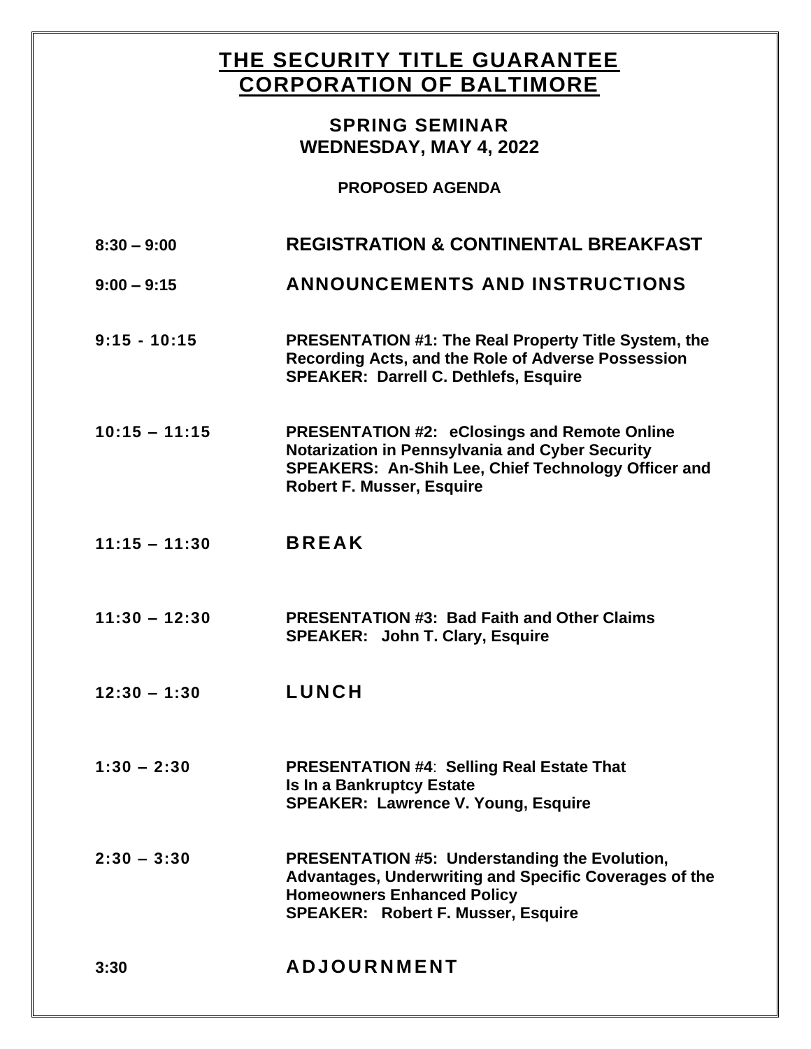# THE SECURITY TITLE GUARANTEE CORPORATION OF BALTIMORE

## SPRING SEMINAR
## WEDNESDAY, MAY 4, 2022

**PROPOSED AGENDA**

| | |
|---|---|
| **8:30 – 9:00** | **REGISTRATION & CONTINENTAL BREAKFAST** |
| **9:00 – 9:15** | **ANNOUNCEMENTS AND INSTRUCTIONS** |
| **9:15 - 10:15** | **PRESENTATION #1: The Real Property Title System, the Recording Acts, and the Role of Adverse Possession**<br>**SPEAKER: Darrell C. Dethlefs, Esquire** |
| **10:15 – 11:15** | **PRESENTATION #2: eClosings and Remote Online Notarization in Pennsylvania and Cyber Security**<br>**SPEAKERS: An-Shih Lee, Chief Technology Officer and Robert F. Musser, Esquire** |
| **11:15 – 11:30** | **BREAK** |
| **11:30 – 12:30** | **PRESENTATION #3: Bad Faith and Other Claims**<br>**SPEAKER: John T. Clary, Esquire** |
| **12:30 – 1:30** | **LUNCH** |
| **1:30 – 2:30** | **PRESENTATION #4: Selling Real Estate That Is In a Bankruptcy Estate**<br>**SPEAKER: Lawrence V. Young, Esquire** |
| **2:30 – 3:30** | **PRESENTATION #5: Understanding the Evolution, Advantages, Underwriting and Specific Coverages of the Homeowners Enhanced Policy**<br>**SPEAKER: Robert F. Musser, Esquire** |
| **3:30** | **ADJOURNMENT** |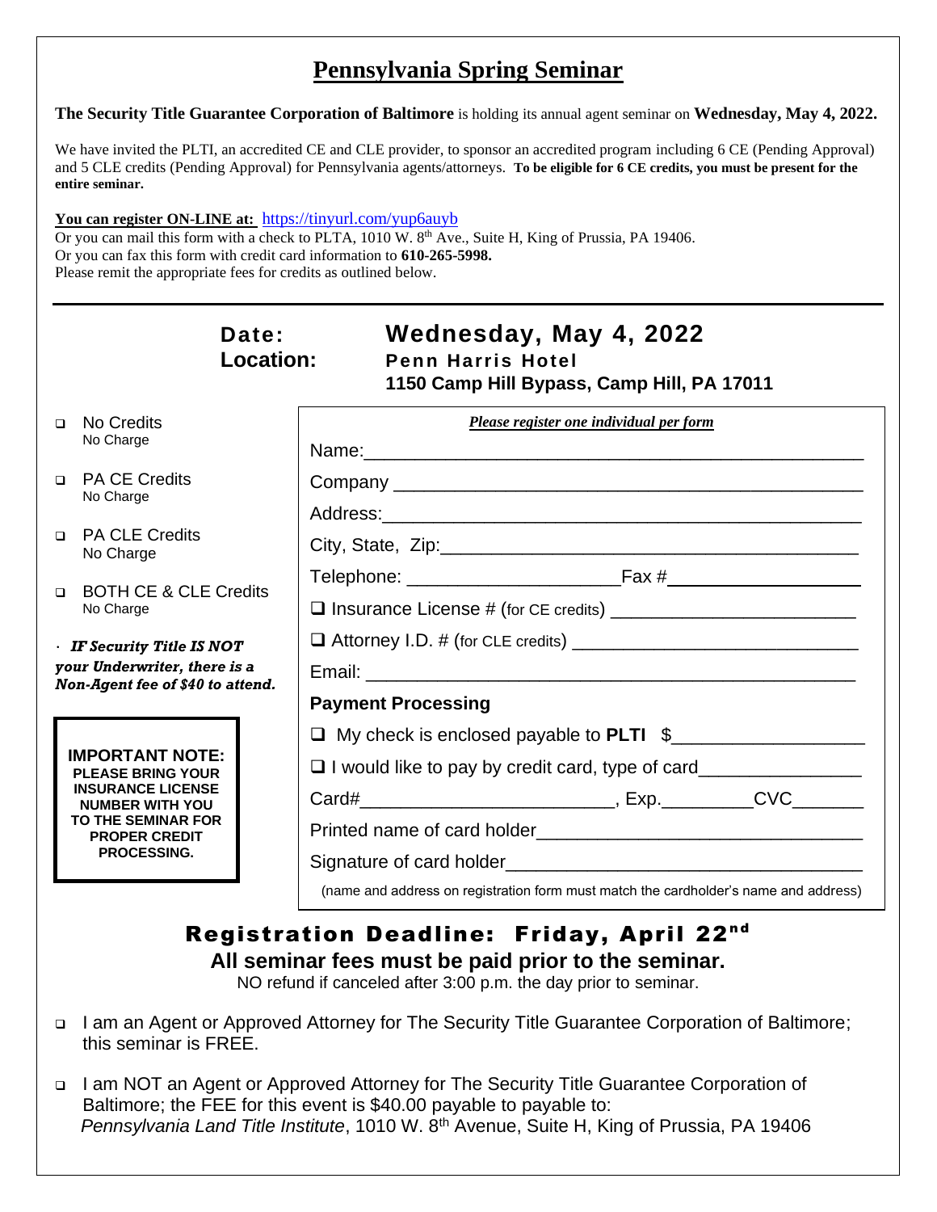# Pennsylvania Spring Seminar

**The Security Title Guarantee Corporation of Baltimore** is holding its annual agent seminar on **Wednesday, May 4, 2022.**

We have invited the PLTI, an accredited CE and CLE provider, to sponsor an accredited program including 6 CE (Pending Approval) and 5 CLE credits (Pending Approval) for Pennsylvania agents/attorneys. **To be eligible for 6 CE credits, you must be present for the entire seminar.**

**You can register ON-LINE at:** https://tinyurl.com/yup6auyb
Or you can mail this form with a check to PLTA, 1010 W. 8th Ave., Suite H, King of Prussia, PA 19406.
Or you can fax this form with credit card information to **610-265-5998.**
Please remit the appropriate fees for credits as outlined below.

---

**Date:** **Wednesday, May 4, 2022**
**Location:** **Penn Harris Hotel**
**1150 Camp Hill Bypass, Camp Hill, PA 17011**

- ☐ No Credits
  No Charge
- ☐ PA CE Credits
  No Charge
- ☐ PA CLE Credits
  No Charge
- ☐ BOTH CE & CLE Credits
  No Charge

· ***IF Security Title IS NOT your Underwriter, there is a Non-Agent fee of $40 to attend.***

**IMPORTANT NOTE: PLEASE BRING YOUR INSURANCE LICENSE NUMBER WITH YOU TO THE SEMINAR FOR PROPER CREDIT PROCESSING.**

***Please register one individual per form***

Name:_______________________________________________

Company ____________________________________________

Address:_____________________________________________

City, State, Zip:_______________________________________

Telephone: ____________________ Fax #__________________

☐ Insurance License # (for CE credits) ________________________

☐ Attorney I.D. # (for CLE credits) __________________________

Email: ______________________________________________

**Payment Processing**

☐ My check is enclosed payable to **PLTI** $__________________

☐ I would like to pay by credit card, type of card_______________

Card#________________________, Exp.________CVC_______

Printed name of card holder_____________________________

Signature of card holder_______________________________

(name and address on registration form must match the cardholder's name and address)

## Registration Deadline: Friday, April 22nd

**All seminar fees must be paid prior to the seminar.**

NO refund if canceled after 3:00 p.m. the day prior to seminar.

- ☐ I am an Agent or Approved Attorney for The Security Title Guarantee Corporation of Baltimore; this seminar is FREE.
- ☐ I am NOT an Agent or Approved Attorney for The Security Title Guarantee Corporation of Baltimore; the FEE for this event is $40.00 payable to payable to:
  *Pennsylvania Land Title Institute*, 1010 W. 8th Avenue, Suite H, King of Prussia, PA 19406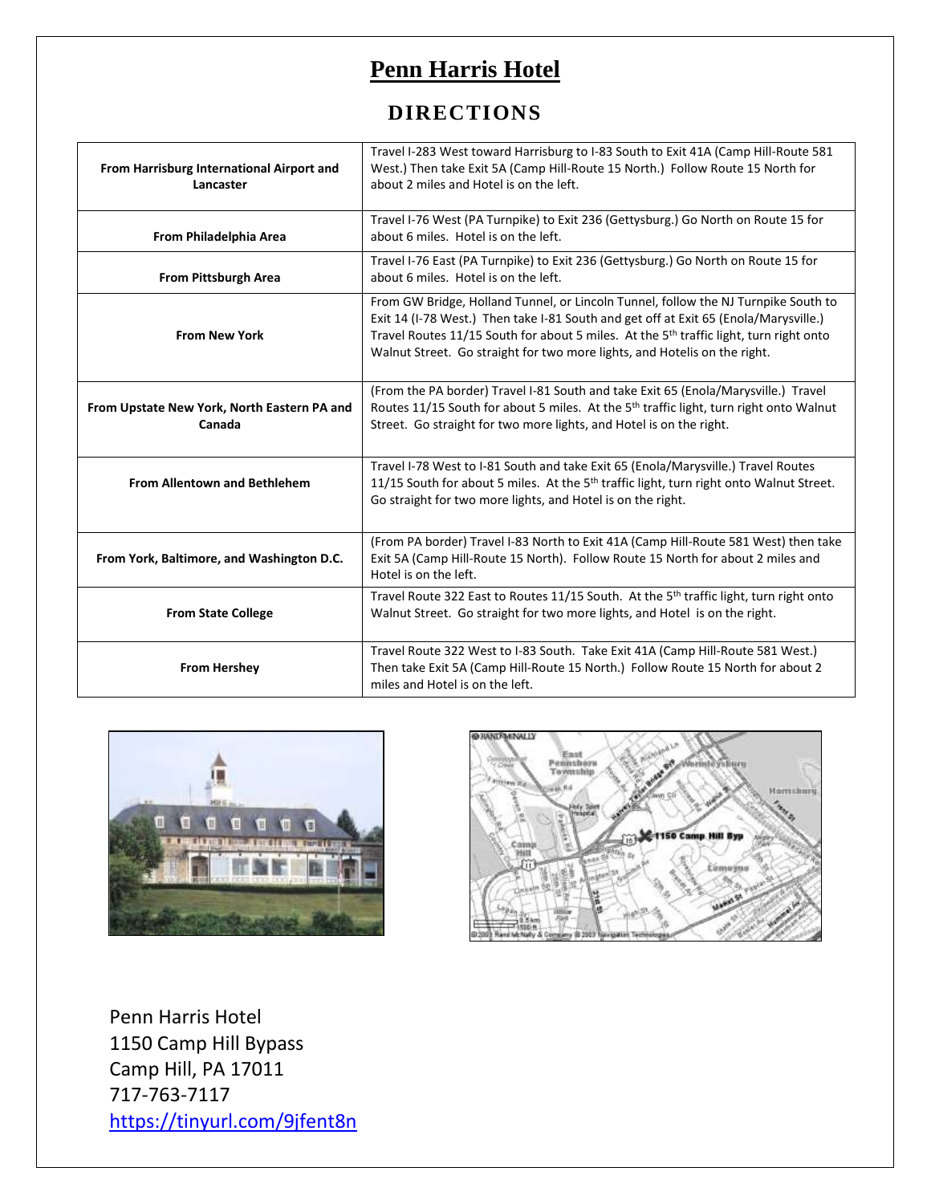# Penn Harris Hotel

## DIRECTIONS

| | |
|---|---|
| **From Harrisburg International Airport and Lancaster** | Travel I-283 West toward Harrisburg to I-83 South to Exit 41A (Camp Hill-Route 581 West.) Then take Exit 5A (Camp Hill-Route 15 North.) Follow Route 15 North for about 2 miles and Hotel is on the left. |
| **From Philadelphia Area** | Travel I-76 West (PA Turnpike) to Exit 236 (Gettysburg.) Go North on Route 15 for about 6 miles. Hotel is on the left. |
| **From Pittsburgh Area** | Travel I-76 East (PA Turnpike) to Exit 236 (Gettysburg.) Go North on Route 15 for about 6 miles. Hotel is on the left. |
| **From New York** | From GW Bridge, Holland Tunnel, or Lincoln Tunnel, follow the NJ Turnpike South to Exit 14 (I-78 West.) Then take I-81 South and get off at Exit 65 (Enola/Marysville.) Travel Routes 11/15 South for about 5 miles. At the 5th traffic light, turn right onto Walnut Street. Go straight for two more lights, and Hotelis on the right. |
| **From Upstate New York, North Eastern PA and Canada** | (From the PA border) Travel I-81 South and take Exit 65 (Enola/Marysville.) Travel Routes 11/15 South for about 5 miles. At the 5th traffic light, turn right onto Walnut Street. Go straight for two more lights, and Hotel is on the right. |
| **From Allentown and Bethlehem** | Travel I-78 West to I-81 South and take Exit 65 (Enola/Marysville.) Travel Routes 11/15 South for about 5 miles. At the 5th traffic light, turn right onto Walnut Street. Go straight for two more lights, and Hotel is on the right. |
| **From York, Baltimore, and Washington D.C.** | (From PA border) Travel I-83 North to Exit 41A (Camp Hill-Route 581 West) then take Exit 5A (Camp Hill-Route 15 North). Follow Route 15 North for about 2 miles and Hotel is on the left. |
| **From State College** | Travel Route 322 East to Routes 11/15 South. At the 5th traffic light, turn right onto Walnut Street. Go straight for two more lights, and Hotel is on the right. |
| **From Hershey** | Travel Route 322 West to I-83 South. Take Exit 41A (Camp Hill-Route 581 West.) Then take Exit 5A (Camp Hill-Route 15 North.) Follow Route 15 North for about 2 miles and Hotel is on the left. |

Penn Harris Hotel
1150 Camp Hill Bypass
Camp Hill, PA 17011
717-763-7117
https://tinyurl.com/9jfent8n